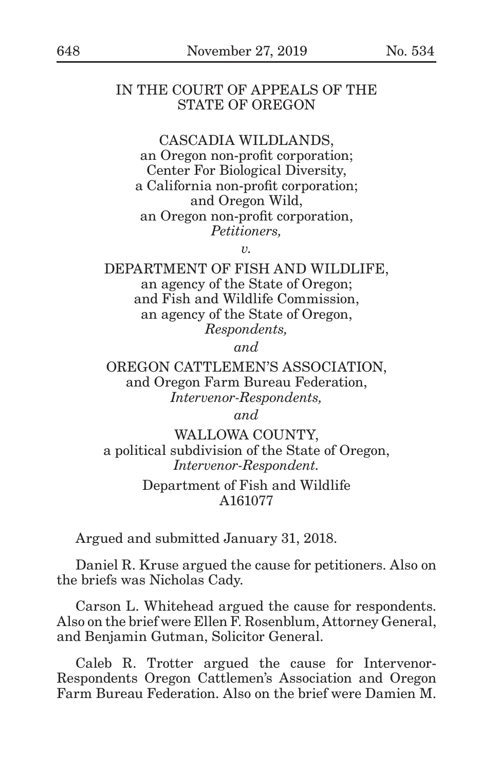IN THE COURT OF APPEALS OF THE STATE OF OREGON

CASCADIA WILDLANDS,
an Oregon non-profit corporation;
Center For Biological Diversity,
a California non-profit corporation;
and Oregon Wild,
an Oregon non-profit corporation,
*Petitioners,*

*v.*

DEPARTMENT OF FISH AND WILDLIFE,
an agency of the State of Oregon;
and Fish and Wildlife Commission,
an agency of the State of Oregon,
*Respondents,*

*and*

OREGON CATTLEMEN'S ASSOCIATION,
and Oregon Farm Bureau Federation,
*Intervenor-Respondents,*

*and*

WALLOWA COUNTY,
a political subdivision of the State of Oregon,
*Intervenor-Respondent.*

Department of Fish and Wildlife
A161077

Argued and submitted January 31, 2018.

Daniel R. Kruse argued the cause for petitioners. Also on the briefs was Nicholas Cady.

Carson L. Whitehead argued the cause for respondents. Also on the brief were Ellen F. Rosenblum, Attorney General, and Benjamin Gutman, Solicitor General.

Caleb R. Trotter argued the cause for Intervenor-Respondents Oregon Cattlemen's Association and Oregon Farm Bureau Federation. Also on the brief were Damien M.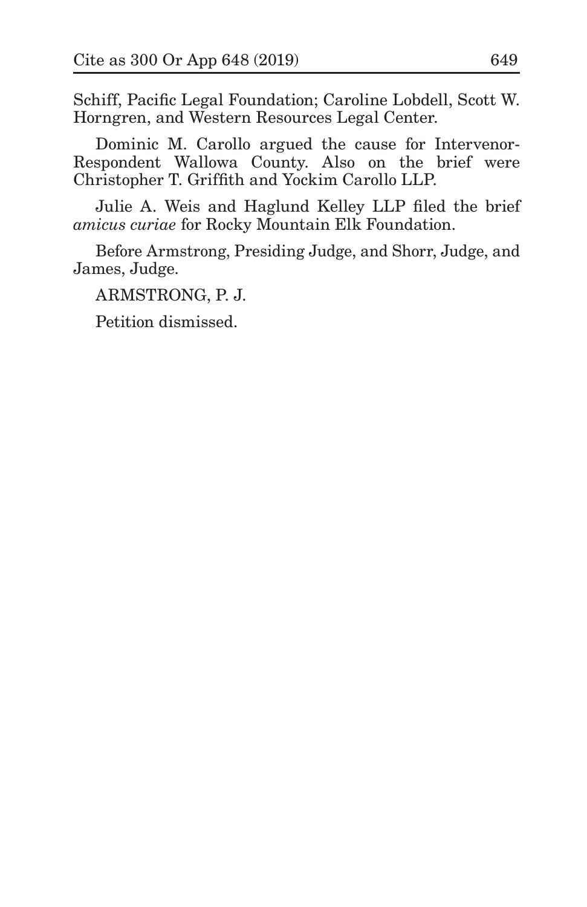Schiff, Pacific Legal Foundation; Caroline Lobdell, Scott W. Horngren, and Western Resources Legal Center.

Dominic M. Carollo argued the cause for Intervenor-Respondent Wallowa County. Also on the brief were Christopher T. Griffith and Yockim Carollo LLP.

Julie A. Weis and Haglund Kelley LLP filed the brief *amicus curiae* for Rocky Mountain Elk Foundation.

Before Armstrong, Presiding Judge, and Shorr, Judge, and James, Judge.

ARMSTRONG, P. J.

Petition dismissed.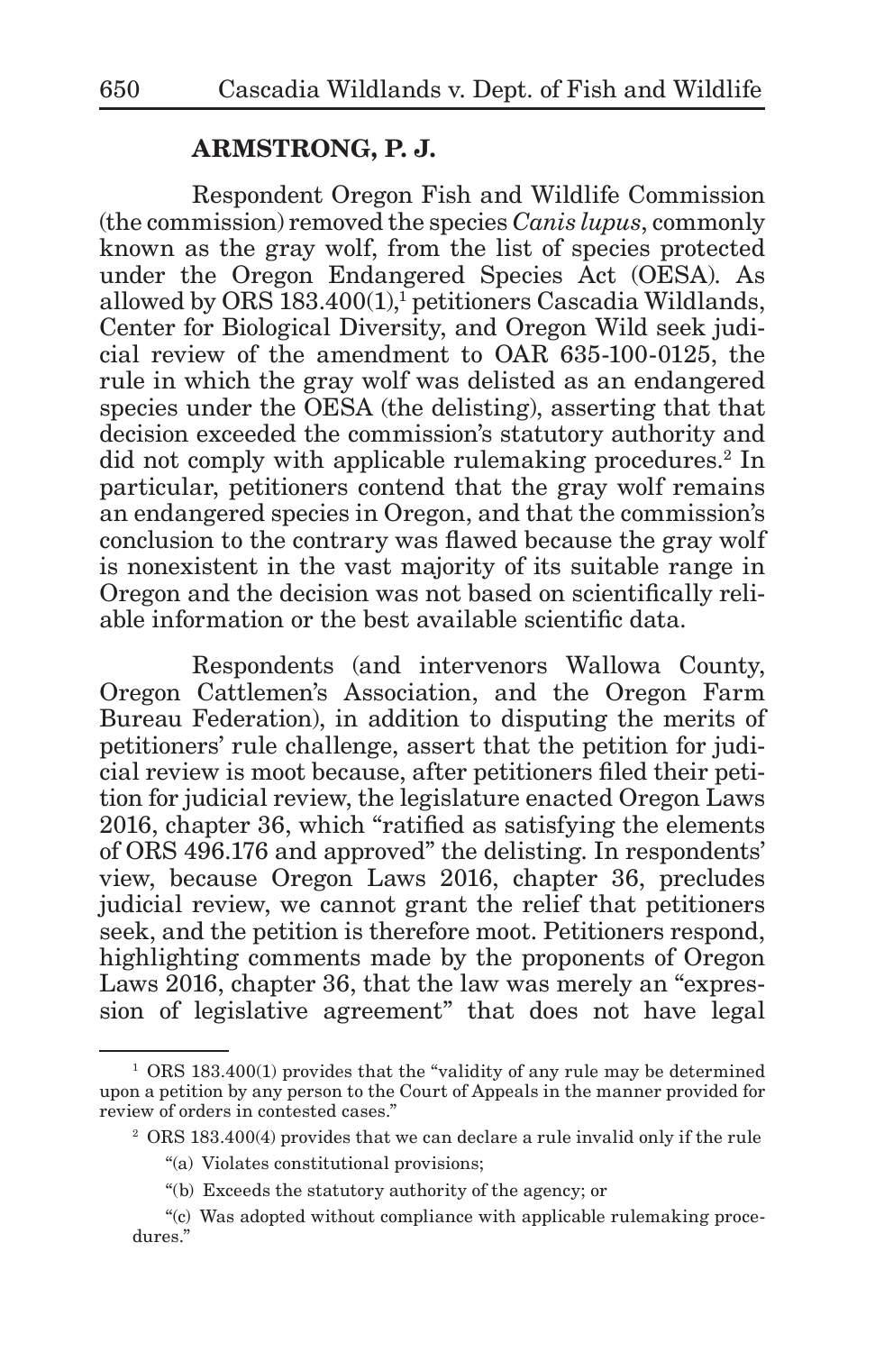**ARMSTRONG, P. J.**

Respondent Oregon Fish and Wildlife Commission (the commission) removed the species *Canis lupus*, commonly known as the gray wolf, from the list of species protected under the Oregon Endangered Species Act (OESA). As allowed by ORS 183.400(1),[1] petitioners Cascadia Wildlands, Center for Biological Diversity, and Oregon Wild seek judicial review of the amendment to OAR 635-100-0125, the rule in which the gray wolf was delisted as an endangered species under the OESA (the delisting), asserting that that decision exceeded the commission's statutory authority and did not comply with applicable rulemaking procedures.[2] In particular, petitioners contend that the gray wolf remains an endangered species in Oregon, and that the commission's conclusion to the contrary was flawed because the gray wolf is nonexistent in the vast majority of its suitable range in Oregon and the decision was not based on scientifically reliable information or the best available scientific data.

Respondents (and intervenors Wallowa County, Oregon Cattlemen's Association, and the Oregon Farm Bureau Federation), in addition to disputing the merits of petitioners' rule challenge, assert that the petition for judicial review is moot because, after petitioners filed their petition for judicial review, the legislature enacted Oregon Laws 2016, chapter 36, which "ratified as satisfying the elements of ORS 496.176 and approved" the delisting. In respondents' view, because Oregon Laws 2016, chapter 36, precludes judicial review, we cannot grant the relief that petitioners seek, and the petition is therefore moot. Petitioners respond, highlighting comments made by the proponents of Oregon Laws 2016, chapter 36, that the law was merely an "expression of legislative agreement" that does not have legal

---

[1] ORS 183.400(1) provides that the "validity of any rule may be determined upon a petition by any person to the Court of Appeals in the manner provided for review of orders in contested cases."

[2] ORS 183.400(4) provides that we can declare a rule invalid only if the rule

"(a) Violates constitutional provisions;

"(b) Exceeds the statutory authority of the agency; or

"(c) Was adopted without compliance with applicable rulemaking procedures."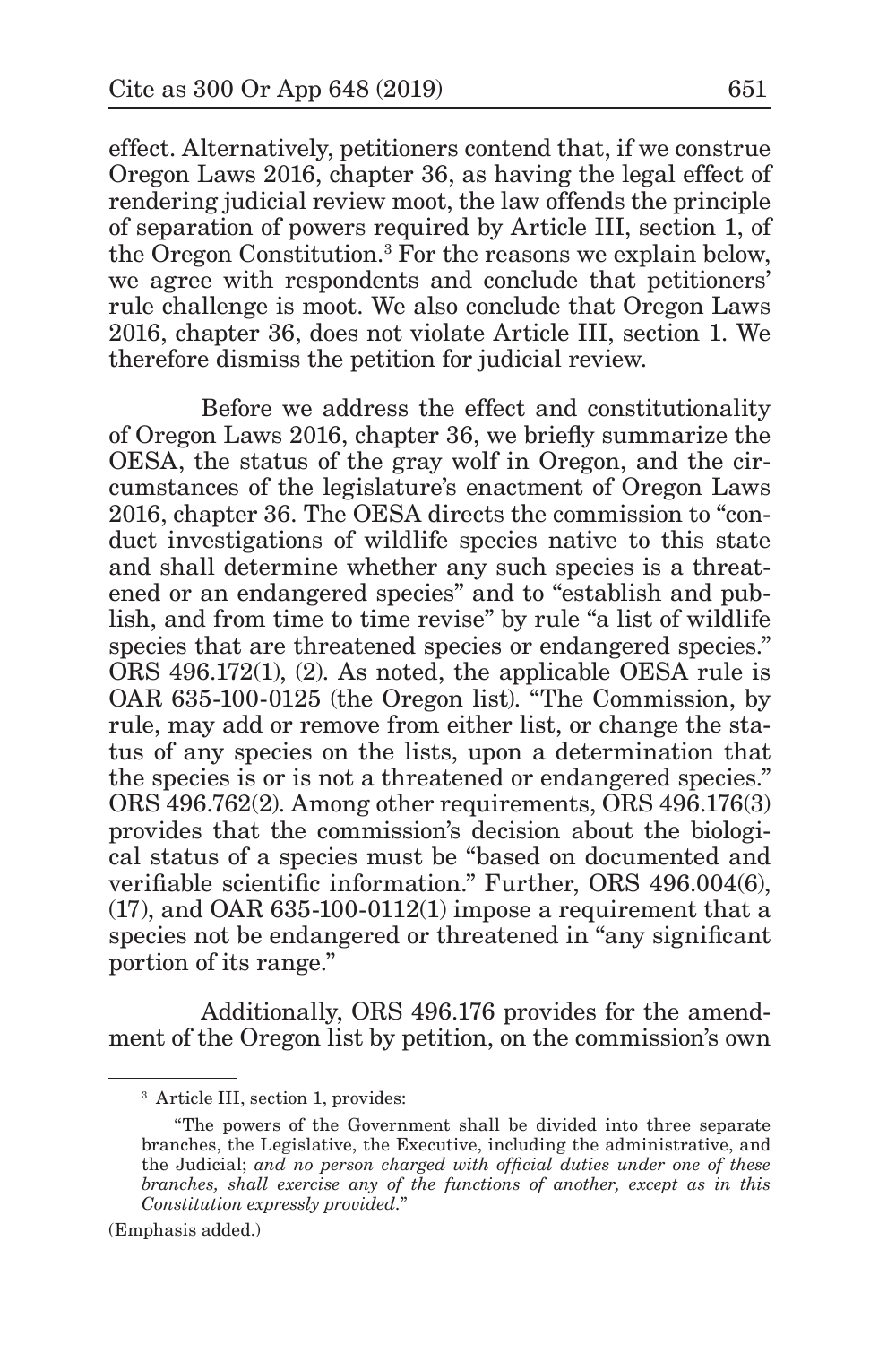effect. Alternatively, petitioners contend that, if we construe Oregon Laws 2016, chapter 36, as having the legal effect of rendering judicial review moot, the law offends the principle of separation of powers required by Article III, section 1, of the Oregon Constitution.[3] For the reasons we explain below, we agree with respondents and conclude that petitioners' rule challenge is moot. We also conclude that Oregon Laws 2016, chapter 36, does not violate Article III, section 1. We therefore dismiss the petition for judicial review.

Before we address the effect and constitutionality of Oregon Laws 2016, chapter 36, we briefly summarize the OESA, the status of the gray wolf in Oregon, and the circumstances of the legislature's enactment of Oregon Laws 2016, chapter 36. The OESA directs the commission to "conduct investigations of wildlife species native to this state and shall determine whether any such species is a threatened or an endangered species" and to "establish and publish, and from time to time revise" by rule "a list of wildlife species that are threatened species or endangered species." ORS 496.172(1), (2). As noted, the applicable OESA rule is OAR 635-100-0125 (the Oregon list). "The Commission, by rule, may add or remove from either list, or change the status of any species on the lists, upon a determination that the species is or is not a threatened or endangered species." ORS 496.762(2). Among other requirements, ORS 496.176(3) provides that the commission's decision about the biological status of a species must be "based on documented and verifiable scientific information." Further, ORS 496.004(6), (17), and OAR 635-100-0112(1) impose a requirement that a species not be endangered or threatened in "any significant portion of its range."

Additionally, ORS 496.176 provides for the amendment of the Oregon list by petition, on the commission's own

---

[3] Article III, section 1, provides:

"The powers of the Government shall be divided into three separate branches, the Legislative, the Executive, including the administrative, and the Judicial; *and no person charged with official duties under one of these branches, shall exercise any of the functions of another, except as in this Constitution expressly provided*."

(Emphasis added.)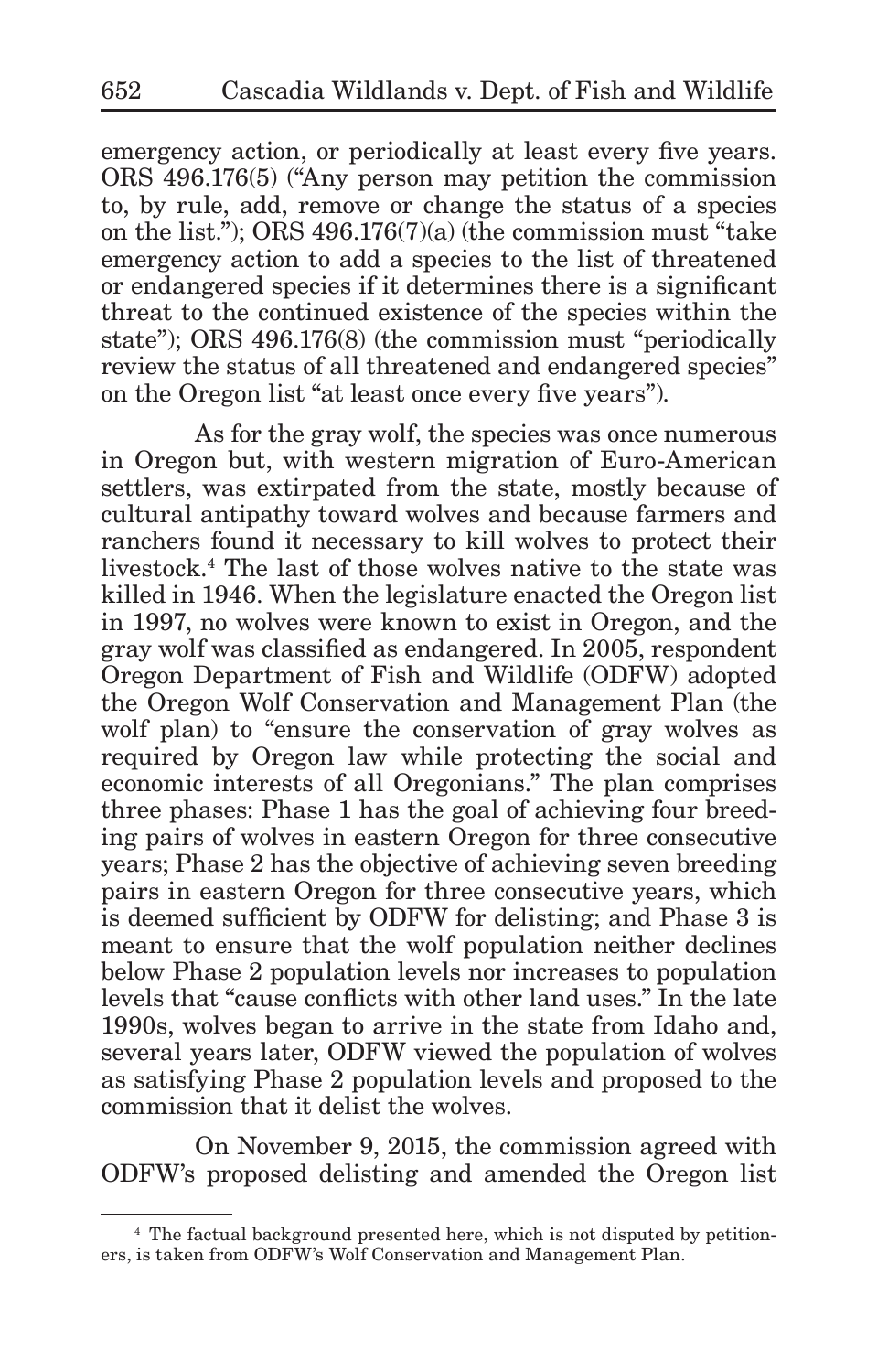emergency action, or periodically at least every five years. ORS 496.176(5) ("Any person may petition the commission to, by rule, add, remove or change the status of a species on the list."); ORS 496.176(7)(a) (the commission must "take emergency action to add a species to the list of threatened or endangered species if it determines there is a significant threat to the continued existence of the species within the state"); ORS 496.176(8) (the commission must "periodically review the status of all threatened and endangered species" on the Oregon list "at least once every five years").

As for the gray wolf, the species was once numerous in Oregon but, with western migration of Euro-American settlers, was extirpated from the state, mostly because of cultural antipathy toward wolves and because farmers and ranchers found it necessary to kill wolves to protect their livestock.[4] The last of those wolves native to the state was killed in 1946. When the legislature enacted the Oregon list in 1997, no wolves were known to exist in Oregon, and the gray wolf was classified as endangered. In 2005, respondent Oregon Department of Fish and Wildlife (ODFW) adopted the Oregon Wolf Conservation and Management Plan (the wolf plan) to "ensure the conservation of gray wolves as required by Oregon law while protecting the social and economic interests of all Oregonians." The plan comprises three phases: Phase 1 has the goal of achieving four breeding pairs of wolves in eastern Oregon for three consecutive years; Phase 2 has the objective of achieving seven breeding pairs in eastern Oregon for three consecutive years, which is deemed sufficient by ODFW for delisting; and Phase 3 is meant to ensure that the wolf population neither declines below Phase 2 population levels nor increases to population levels that "cause conflicts with other land uses." In the late 1990s, wolves began to arrive in the state from Idaho and, several years later, ODFW viewed the population of wolves as satisfying Phase 2 population levels and proposed to the commission that it delist the wolves.

On November 9, 2015, the commission agreed with ODFW's proposed delisting and amended the Oregon list

[4] The factual background presented here, which is not disputed by petitioners, is taken from ODFW's Wolf Conservation and Management Plan.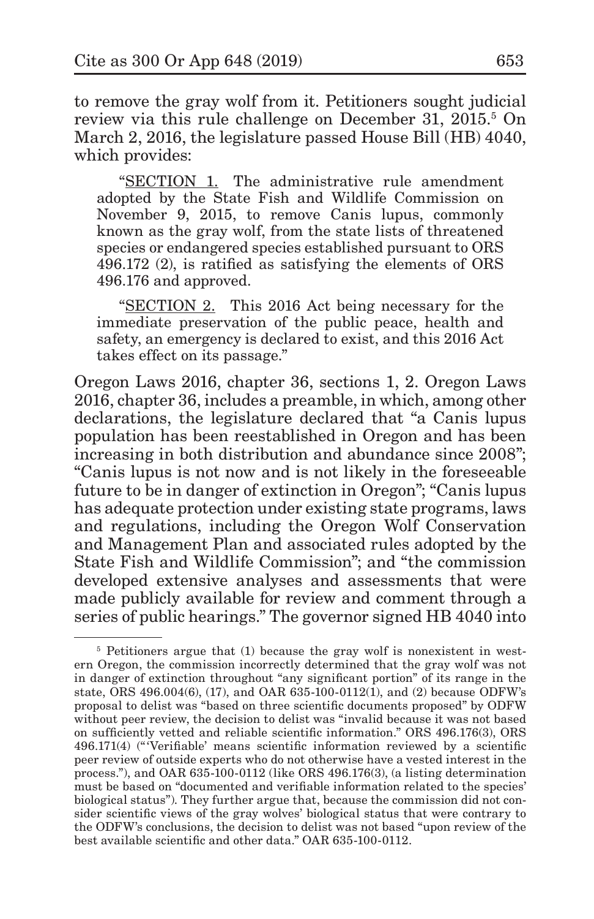to remove the gray wolf from it. Petitioners sought judicial review via this rule challenge on December 31, 2015.[5] On March 2, 2016, the legislature passed House Bill (HB) 4040, which provides:

> "SECTION 1. The administrative rule amendment adopted by the State Fish and Wildlife Commission on November 9, 2015, to remove Canis lupus, commonly known as the gray wolf, from the state lists of threatened species or endangered species established pursuant to ORS 496.172 (2), is ratified as satisfying the elements of ORS 496.176 and approved.
>
> "SECTION 2. This 2016 Act being necessary for the immediate preservation of the public peace, health and safety, an emergency is declared to exist, and this 2016 Act takes effect on its passage."

Oregon Laws 2016, chapter 36, sections 1, 2. Oregon Laws 2016, chapter 36, includes a preamble, in which, among other declarations, the legislature declared that "a Canis lupus population has been reestablished in Oregon and has been increasing in both distribution and abundance since 2008"; "Canis lupus is not now and is not likely in the foreseeable future to be in danger of extinction in Oregon"; "Canis lupus has adequate protection under existing state programs, laws and regulations, including the Oregon Wolf Conservation and Management Plan and associated rules adopted by the State Fish and Wildlife Commission"; and "the commission developed extensive analyses and assessments that were made publicly available for review and comment through a series of public hearings." The governor signed HB 4040 into

---

[5] Petitioners argue that (1) because the gray wolf is nonexistent in western Oregon, the commission incorrectly determined that the gray wolf was not in danger of extinction throughout "any significant portion" of its range in the state, ORS 496.004(6), (17), and OAR 635-100-0112(1), and (2) because ODFW's proposal to delist was "based on three scientific documents proposed" by ODFW without peer review, the decision to delist was "invalid because it was not based on sufficiently vetted and reliable scientific information." ORS 496.176(3), ORS 496.171(4) ("'Verifiable' means scientific information reviewed by a scientific peer review of outside experts who do not otherwise have a vested interest in the process."), and OAR 635-100-0112 (like ORS 496.176(3), (a listing determination must be based on "documented and verifiable information related to the species' biological status"). They further argue that, because the commission did not consider scientific views of the gray wolves' biological status that were contrary to the ODFW's conclusions, the decision to delist was not based "upon review of the best available scientific and other data." OAR 635-100-0112.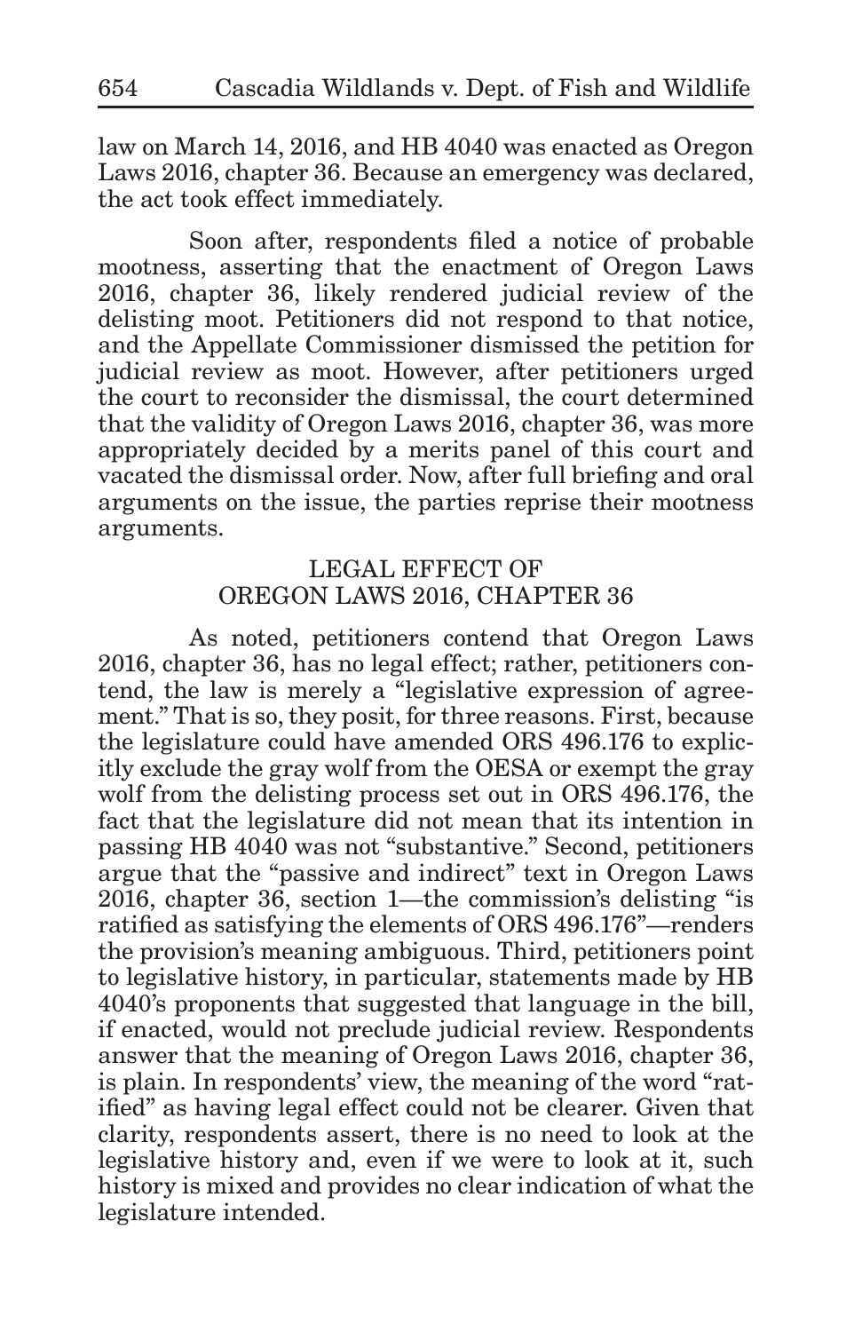law on March 14, 2016, and HB 4040 was enacted as Oregon Laws 2016, chapter 36. Because an emergency was declared, the act took effect immediately.

Soon after, respondents filed a notice of probable mootness, asserting that the enactment of Oregon Laws 2016, chapter 36, likely rendered judicial review of the delisting moot. Petitioners did not respond to that notice, and the Appellate Commissioner dismissed the petition for judicial review as moot. However, after petitioners urged the court to reconsider the dismissal, the court determined that the validity of Oregon Laws 2016, chapter 36, was more appropriately decided by a merits panel of this court and vacated the dismissal order. Now, after full briefing and oral arguments on the issue, the parties reprise their mootness arguments.

## LEGAL EFFECT OF OREGON LAWS 2016, CHAPTER 36

As noted, petitioners contend that Oregon Laws 2016, chapter 36, has no legal effect; rather, petitioners contend, the law is merely a "legislative expression of agreement." That is so, they posit, for three reasons. First, because the legislature could have amended ORS 496.176 to explicitly exclude the gray wolf from the OESA or exempt the gray wolf from the delisting process set out in ORS 496.176, the fact that the legislature did not mean that its intention in passing HB 4040 was not "substantive." Second, petitioners argue that the "passive and indirect" text in Oregon Laws 2016, chapter 36, section 1—the commission's delisting "is ratified as satisfying the elements of ORS 496.176"—renders the provision's meaning ambiguous. Third, petitioners point to legislative history, in particular, statements made by HB 4040's proponents that suggested that language in the bill, if enacted, would not preclude judicial review. Respondents answer that the meaning of Oregon Laws 2016, chapter 36, is plain. In respondents' view, the meaning of the word "ratified" as having legal effect could not be clearer. Given that clarity, respondents assert, there is no need to look at the legislative history and, even if we were to look at it, such history is mixed and provides no clear indication of what the legislature intended.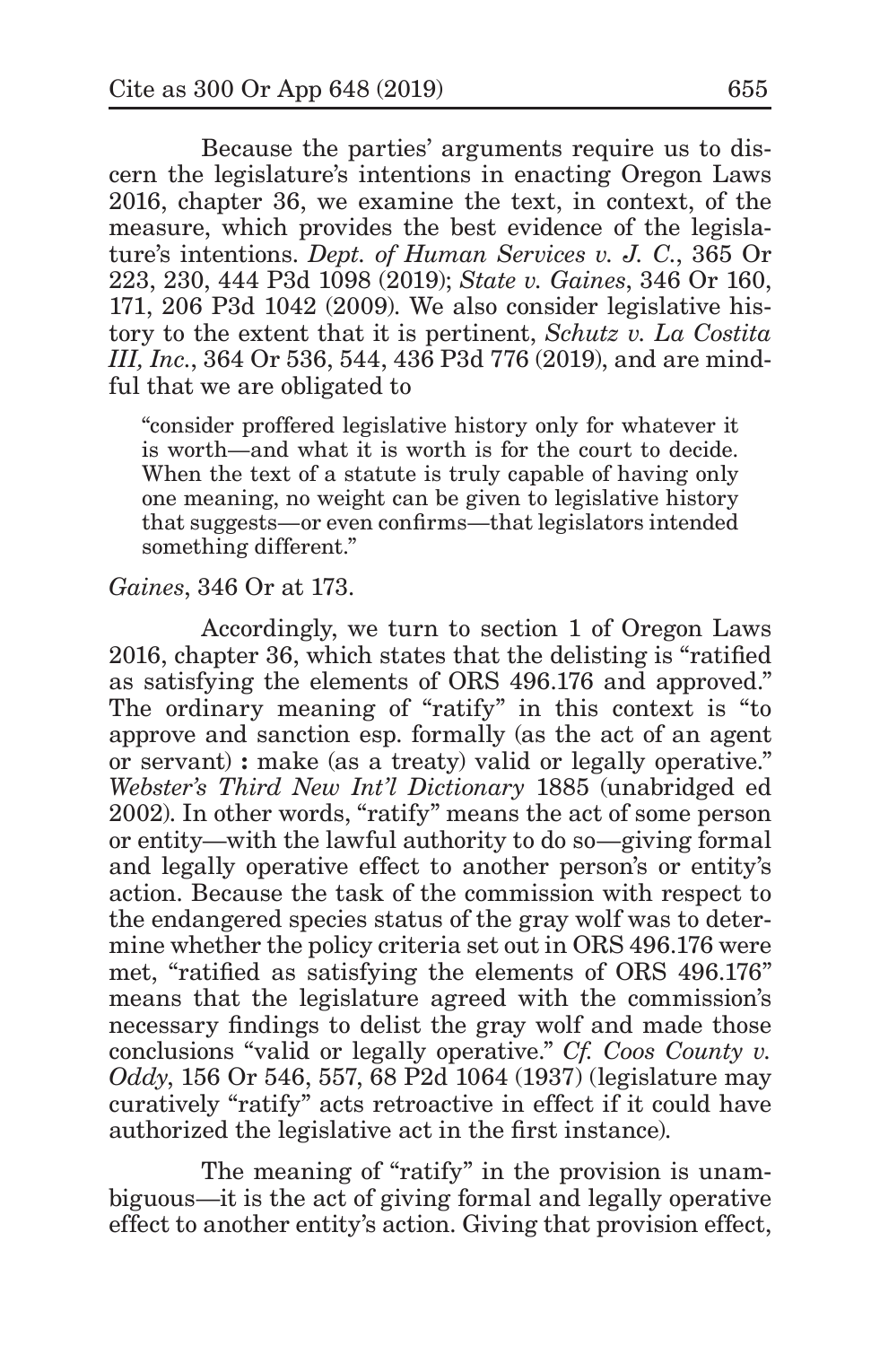Because the parties' arguments require us to discern the legislature's intentions in enacting Oregon Laws 2016, chapter 36, we examine the text, in context, of the measure, which provides the best evidence of the legislature's intentions. *Dept. of Human Services v. J. C.*, 365 Or 223, 230, 444 P3d 1098 (2019); *State v. Gaines*, 346 Or 160, 171, 206 P3d 1042 (2009). We also consider legislative history to the extent that it is pertinent, *Schutz v. La Costita III, Inc.*, 364 Or 536, 544, 436 P3d 776 (2019), and are mindful that we are obligated to

> "consider proffered legislative history only for whatever it is worth—and what it is worth is for the court to decide. When the text of a statute is truly capable of having only one meaning, no weight can be given to legislative history that suggests—or even confirms—that legislators intended something different."

*Gaines*, 346 Or at 173.

Accordingly, we turn to section 1 of Oregon Laws 2016, chapter 36, which states that the delisting is "ratified as satisfying the elements of ORS 496.176 and approved." The ordinary meaning of "ratify" in this context is "to approve and sanction esp. formally (as the act of an agent or servant) **:** make (as a treaty) valid or legally operative." *Webster's Third New Int'l Dictionary* 1885 (unabridged ed 2002). In other words, "ratify" means the act of some person or entity—with the lawful authority to do so—giving formal and legally operative effect to another person's or entity's action. Because the task of the commission with respect to the endangered species status of the gray wolf was to determine whether the policy criteria set out in ORS 496.176 were met, "ratified as satisfying the elements of ORS 496.176" means that the legislature agreed with the commission's necessary findings to delist the gray wolf and made those conclusions "valid or legally operative." *Cf. Coos County v. Oddy*, 156 Or 546, 557, 68 P2d 1064 (1937) (legislature may curatively "ratify" acts retroactive in effect if it could have authorized the legislative act in the first instance).

The meaning of "ratify" in the provision is unambiguous—it is the act of giving formal and legally operative effect to another entity's action. Giving that provision effect,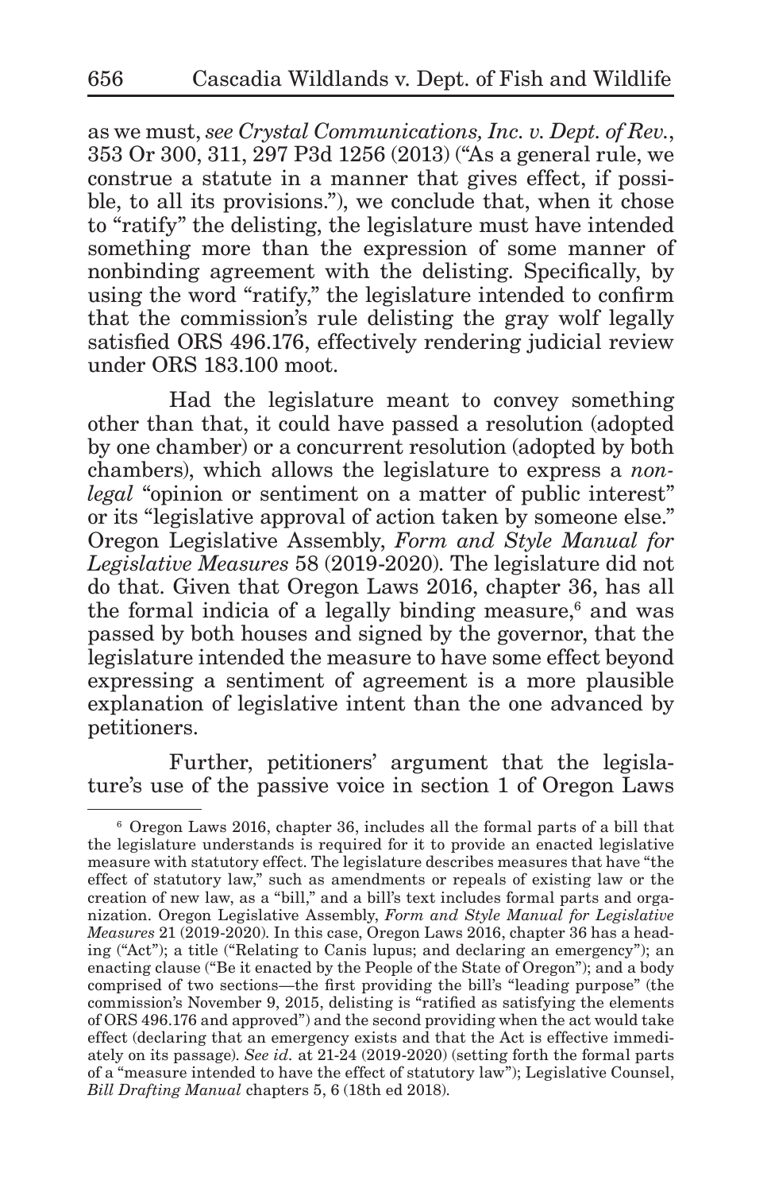as we must, *see Crystal Communications, Inc. v. Dept. of Rev.*, 353 Or 300, 311, 297 P3d 1256 (2013) ("As a general rule, we construe a statute in a manner that gives effect, if possible, to all its provisions."), we conclude that, when it chose to "ratify" the delisting, the legislature must have intended something more than the expression of some manner of nonbinding agreement with the delisting. Specifically, by using the word "ratify," the legislature intended to confirm that the commission's rule delisting the gray wolf legally satisfied ORS 496.176, effectively rendering judicial review under ORS 183.100 moot.

Had the legislature meant to convey something other than that, it could have passed a resolution (adopted by one chamber) or a concurrent resolution (adopted by both chambers), which allows the legislature to express a *nonlegal* "opinion or sentiment on a matter of public interest" or its "legislative approval of action taken by someone else." Oregon Legislative Assembly, *Form and Style Manual for Legislative Measures* 58 (2019-2020). The legislature did not do that. Given that Oregon Laws 2016, chapter 36, has all the formal indicia of a legally binding measure,[6] and was passed by both houses and signed by the governor, that the legislature intended the measure to have some effect beyond expressing a sentiment of agreement is a more plausible explanation of legislative intent than the one advanced by petitioners.

Further, petitioners' argument that the legislature's use of the passive voice in section 1 of Oregon Laws

---

[6] Oregon Laws 2016, chapter 36, includes all the formal parts of a bill that the legislature understands is required for it to provide an enacted legislative measure with statutory effect. The legislature describes measures that have "the effect of statutory law," such as amendments or repeals of existing law or the creation of new law, as a "bill," and a bill's text includes formal parts and organization. Oregon Legislative Assembly, *Form and Style Manual for Legislative Measures* 21 (2019-2020). In this case, Oregon Laws 2016, chapter 36 has a heading ("Act"); a title ("Relating to Canis lupus; and declaring an emergency"); an enacting clause ("Be it enacted by the People of the State of Oregon"); and a body comprised of two sections—the first providing the bill's "leading purpose" (the commission's November 9, 2015, delisting is "ratified as satisfying the elements of ORS 496.176 and approved") and the second providing when the act would take effect (declaring that an emergency exists and that the Act is effective immediately on its passage). *See id.* at 21-24 (2019-2020) (setting forth the formal parts of a "measure intended to have the effect of statutory law"); Legislative Counsel, *Bill Drafting Manual* chapters 5, 6 (18th ed 2018).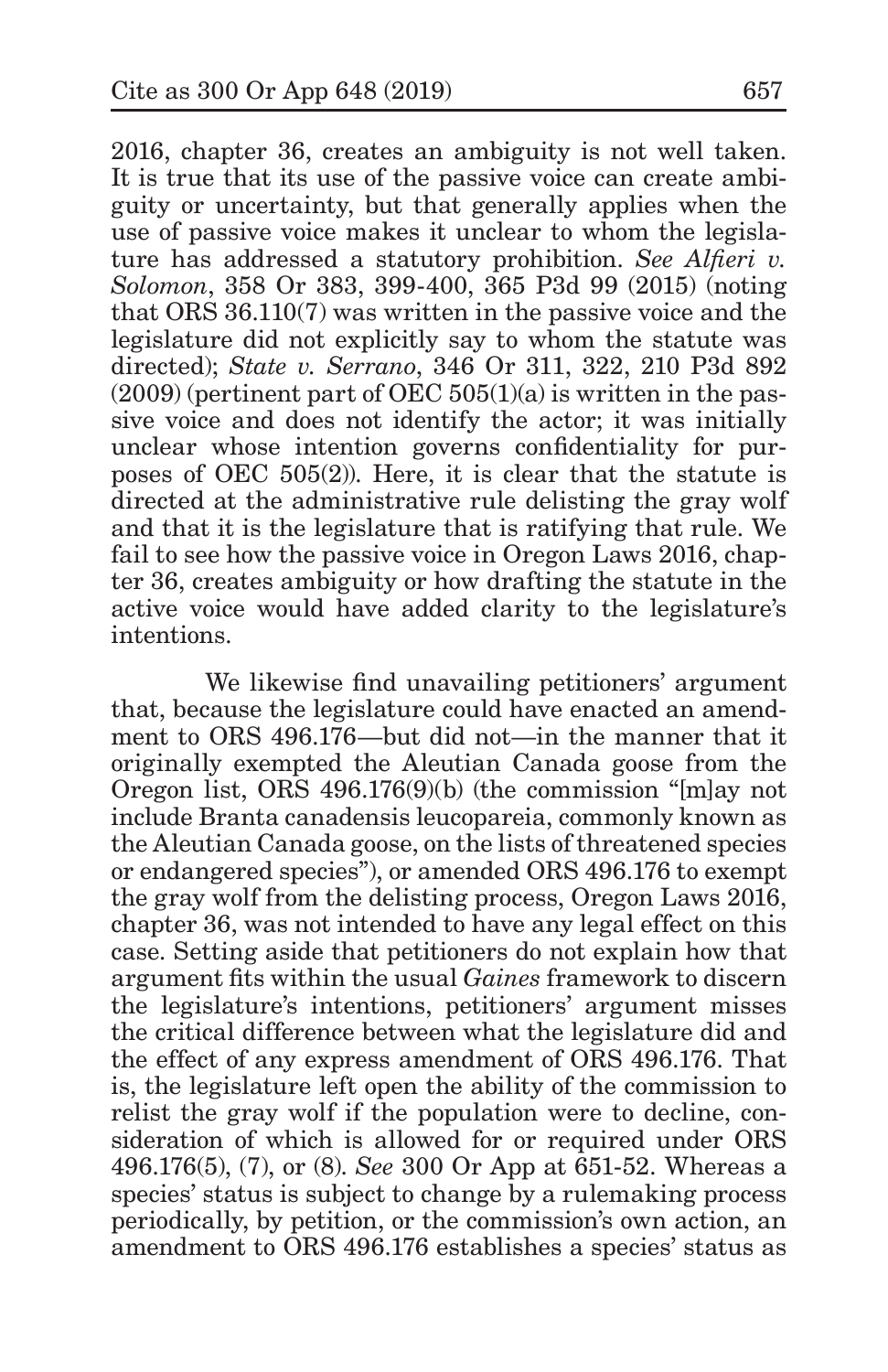2016, chapter 36, creates an ambiguity is not well taken. It is true that its use of the passive voice can create ambiguity or uncertainty, but that generally applies when the use of passive voice makes it unclear to whom the legislature has addressed a statutory prohibition. *See Alfieri v. Solomon*, 358 Or 383, 399-400, 365 P3d 99 (2015) (noting that ORS 36.110(7) was written in the passive voice and the legislature did not explicitly say to whom the statute was directed); *State v. Serrano*, 346 Or 311, 322, 210 P3d 892 (2009) (pertinent part of OEC 505(1)(a) is written in the passive voice and does not identify the actor; it was initially unclear whose intention governs confidentiality for purposes of OEC 505(2)). Here, it is clear that the statute is directed at the administrative rule delisting the gray wolf and that it is the legislature that is ratifying that rule. We fail to see how the passive voice in Oregon Laws 2016, chapter 36, creates ambiguity or how drafting the statute in the active voice would have added clarity to the legislature's intentions.

We likewise find unavailing petitioners' argument that, because the legislature could have enacted an amendment to ORS 496.176—but did not—in the manner that it originally exempted the Aleutian Canada goose from the Oregon list, ORS 496.176(9)(b) (the commission "[m]ay not include Branta canadensis leucopareia, commonly known as the Aleutian Canada goose, on the lists of threatened species or endangered species"), or amended ORS 496.176 to exempt the gray wolf from the delisting process, Oregon Laws 2016, chapter 36, was not intended to have any legal effect on this case. Setting aside that petitioners do not explain how that argument fits within the usual *Gaines* framework to discern the legislature's intentions, petitioners' argument misses the critical difference between what the legislature did and the effect of any express amendment of ORS 496.176. That is, the legislature left open the ability of the commission to relist the gray wolf if the population were to decline, consideration of which is allowed for or required under ORS 496.176(5), (7), or (8). *See* 300 Or App at 651-52. Whereas a species' status is subject to change by a rulemaking process periodically, by petition, or the commission's own action, an amendment to ORS 496.176 establishes a species' status as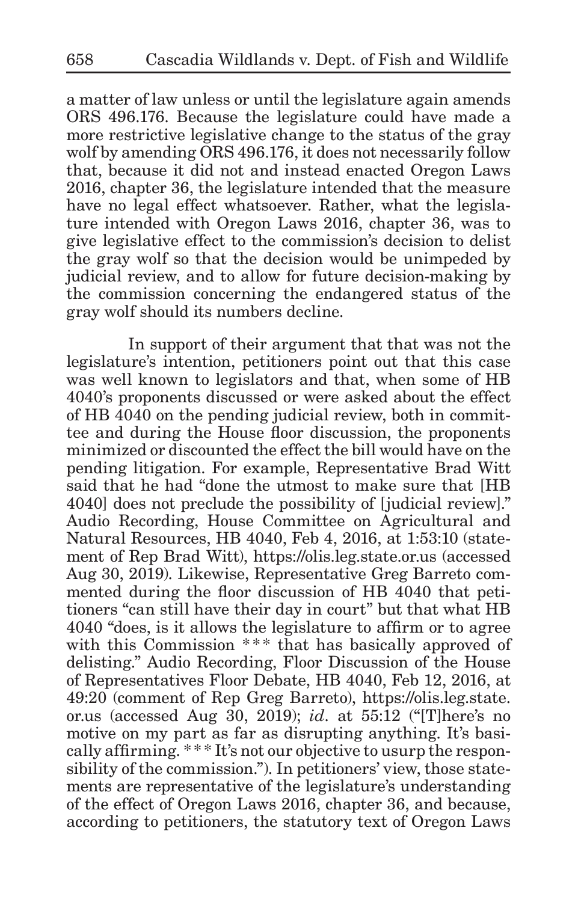a matter of law unless or until the legislature again amends ORS 496.176. Because the legislature could have made a more restrictive legislative change to the status of the gray wolf by amending ORS 496.176, it does not necessarily follow that, because it did not and instead enacted Oregon Laws 2016, chapter 36, the legislature intended that the measure have no legal effect whatsoever. Rather, what the legislature intended with Oregon Laws 2016, chapter 36, was to give legislative effect to the commission's decision to delist the gray wolf so that the decision would be unimpeded by judicial review, and to allow for future decision-making by the commission concerning the endangered status of the gray wolf should its numbers decline.

In support of their argument that that was not the legislature's intention, petitioners point out that this case was well known to legislators and that, when some of HB 4040's proponents discussed or were asked about the effect of HB 4040 on the pending judicial review, both in committee and during the House floor discussion, the proponents minimized or discounted the effect the bill would have on the pending litigation. For example, Representative Brad Witt said that he had "done the utmost to make sure that [HB 4040] does not preclude the possibility of [judicial review]." Audio Recording, House Committee on Agricultural and Natural Resources, HB 4040, Feb 4, 2016, at 1:53:10 (statement of Rep Brad Witt), https://olis.leg.state.or.us (accessed Aug 30, 2019). Likewise, Representative Greg Barreto commented during the floor discussion of HB 4040 that petitioners "can still have their day in court" but that what HB 4040 "does, is it allows the legislature to affirm or to agree with this Commission *** that has basically approved of delisting." Audio Recording, Floor Discussion of the House of Representatives Floor Debate, HB 4040, Feb 12, 2016, at 49:20 (comment of Rep Greg Barreto), https://olis.leg.state.or.us (accessed Aug 30, 2019); *id.* at 55:12 ("[T]here's no motive on my part as far as disrupting anything. It's basically affirming. *** It's not our objective to usurp the responsibility of the commission."). In petitioners' view, those statements are representative of the legislature's understanding of the effect of Oregon Laws 2016, chapter 36, and because, according to petitioners, the statutory text of Oregon Laws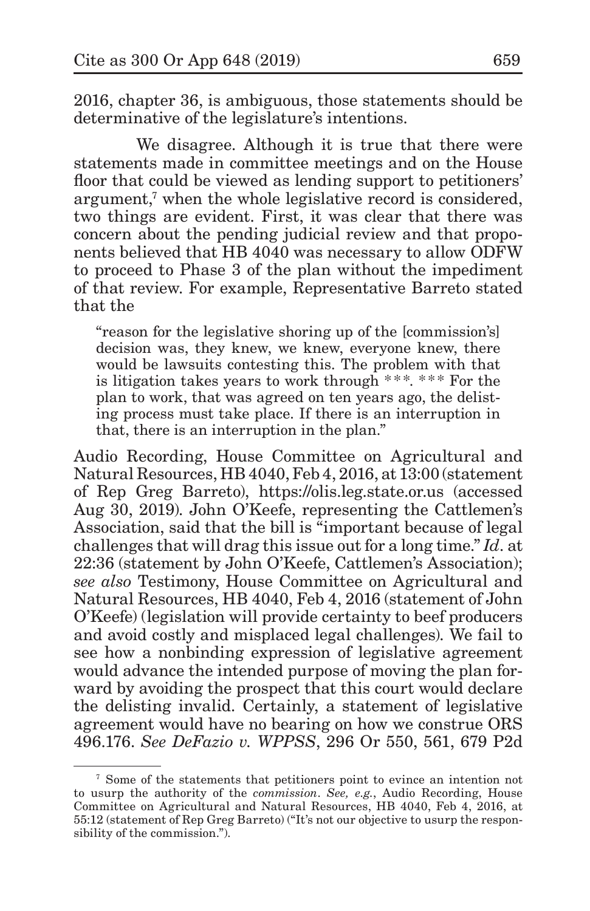2016, chapter 36, is ambiguous, those statements should be determinative of the legislature's intentions.

We disagree. Although it is true that there were statements made in committee meetings and on the House floor that could be viewed as lending support to petitioners' argument,[7] when the whole legislative record is considered, two things are evident. First, it was clear that there was concern about the pending judicial review and that proponents believed that HB 4040 was necessary to allow ODFW to proceed to Phase 3 of the plan without the impediment of that review. For example, Representative Barreto stated that the

> "reason for the legislative shoring up of the [commission's] decision was, they knew, we knew, everyone knew, there would be lawsuits contesting this. The problem with that is litigation takes years to work through \*\*\*. \*\*\* For the plan to work, that was agreed on ten years ago, the delisting process must take place. If there is an interruption in that, there is an interruption in the plan."

Audio Recording, House Committee on Agricultural and Natural Resources, HB 4040, Feb 4, 2016, at 13:00 (statement of Rep Greg Barreto), https://olis.leg.state.or.us (accessed Aug 30, 2019). John O'Keefe, representing the Cattlemen's Association, said that the bill is "important because of legal challenges that will drag this issue out for a long time." *Id*. at 22:36 (statement by John O'Keefe, Cattlemen's Association); *see also* Testimony, House Committee on Agricultural and Natural Resources, HB 4040, Feb 4, 2016 (statement of John O'Keefe) (legislation will provide certainty to beef producers and avoid costly and misplaced legal challenges). We fail to see how a nonbinding expression of legislative agreement would advance the intended purpose of moving the plan forward by avoiding the prospect that this court would declare the delisting invalid. Certainly, a statement of legislative agreement would have no bearing on how we construe ORS 496.176. *See DeFazio v. WPPSS*, 296 Or 550, 561, 679 P2d

---

[7] Some of the statements that petitioners point to evince an intention not to usurp the authority of the *commission*. *See, e.g.*, Audio Recording, House Committee on Agricultural and Natural Resources, HB 4040, Feb 4, 2016, at 55:12 (statement of Rep Greg Barreto) ("It's not our objective to usurp the responsibility of the commission.").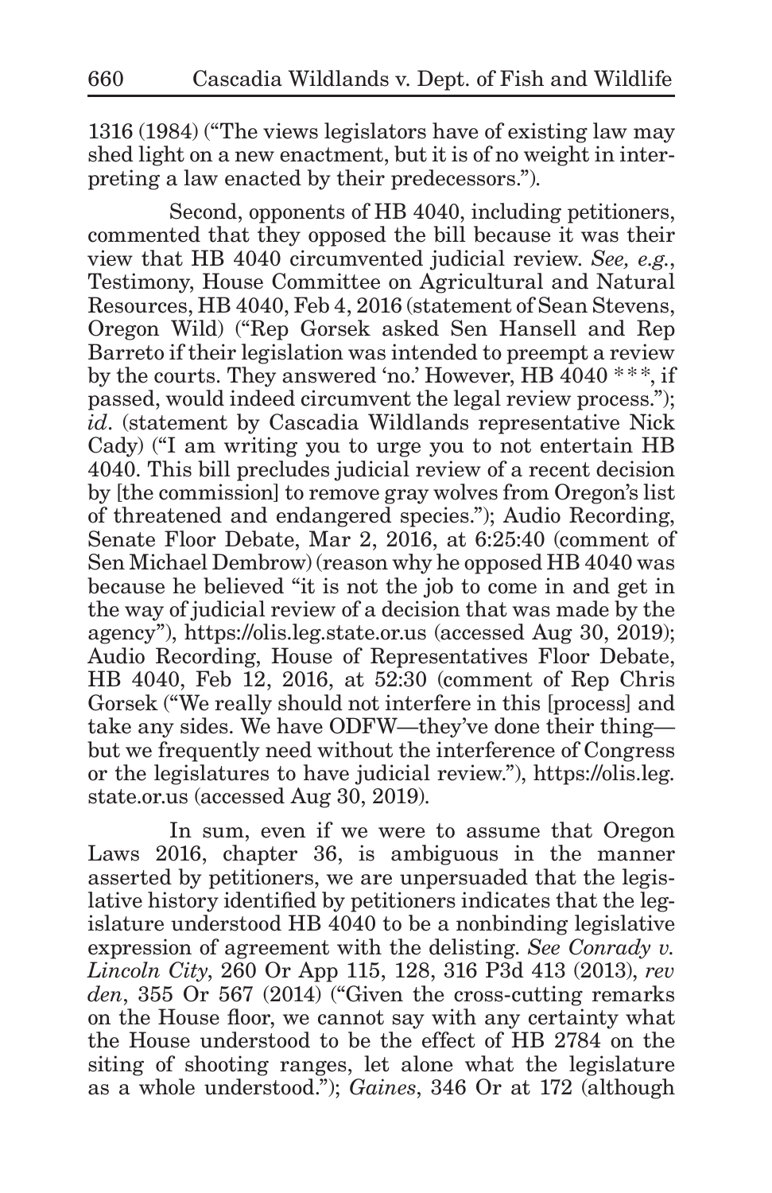1316 (1984) ("The views legislators have of existing law may shed light on a new enactment, but it is of no weight in interpreting a law enacted by their predecessors.").

Second, opponents of HB 4040, including petitioners, commented that they opposed the bill because it was their view that HB 4040 circumvented judicial review. *See, e.g.*, Testimony, House Committee on Agricultural and Natural Resources, HB 4040, Feb 4, 2016 (statement of Sean Stevens, Oregon Wild) ("Rep Gorsek asked Sen Hansell and Rep Barreto if their legislation was intended to preempt a review by the courts. They answered 'no.' However, HB 4040 * * *, if passed, would indeed circumvent the legal review process."); *id*. (statement by Cascadia Wildlands representative Nick Cady) ("I am writing you to urge you to not entertain HB 4040. This bill precludes judicial review of a recent decision by [the commission] to remove gray wolves from Oregon's list of threatened and endangered species."); Audio Recording, Senate Floor Debate, Mar 2, 2016, at 6:25:40 (comment of Sen Michael Dembrow) (reason why he opposed HB 4040 was because he believed "it is not the job to come in and get in the way of judicial review of a decision that was made by the agency"), https://olis.leg.state.or.us (accessed Aug 30, 2019); Audio Recording, House of Representatives Floor Debate, HB 4040, Feb 12, 2016, at 52:30 (comment of Rep Chris Gorsek ("We really should not interfere in this [process] and take any sides. We have ODFW—they've done their thing—but we frequently need without the interference of Congress or the legislatures to have judicial review."), https://olis.leg.state.or.us (accessed Aug 30, 2019).

In sum, even if we were to assume that Oregon Laws 2016, chapter 36, is ambiguous in the manner asserted by petitioners, we are unpersuaded that the legislative history identified by petitioners indicates that the legislature understood HB 4040 to be a nonbinding legislative expression of agreement with the delisting. *See Conrady v. Lincoln City*, 260 Or App 115, 128, 316 P3d 413 (2013), *rev den*, 355 Or 567 (2014) ("Given the cross-cutting remarks on the House floor, we cannot say with any certainty what the House understood to be the effect of HB 2784 on the siting of shooting ranges, let alone what the legislature as a whole understood."); *Gaines*, 346 Or at 172 (although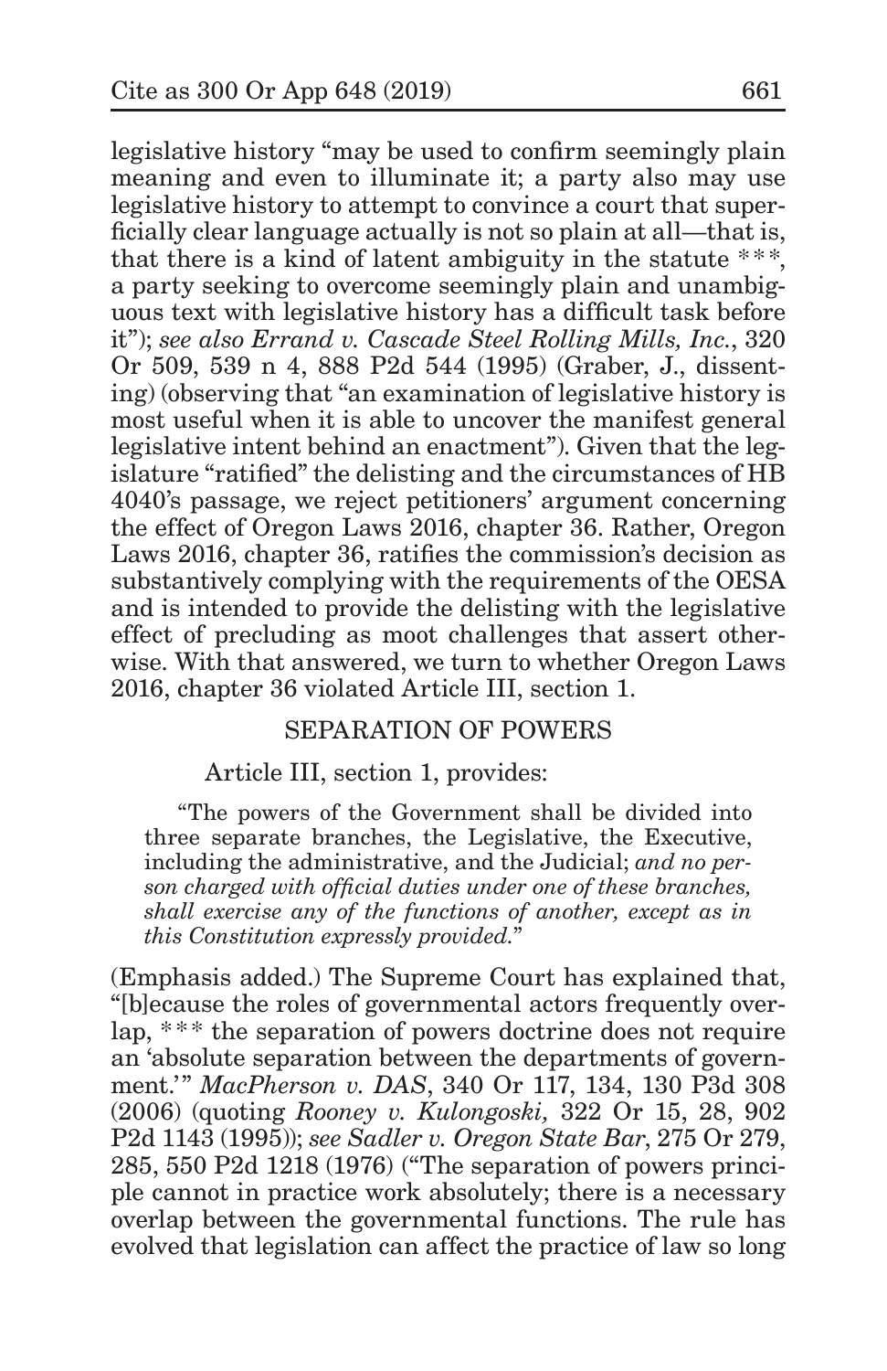legislative history "may be used to confirm seemingly plain meaning and even to illuminate it; a party also may use legislative history to attempt to convince a court that superficially clear language actually is not so plain at all—that is, that there is a kind of latent ambiguity in the statute * * *, a party seeking to overcome seemingly plain and unambiguous text with legislative history has a difficult task before it"); *see also Errand v. Cascade Steel Rolling Mills, Inc.*, 320 Or 509, 539 n 4, 888 P2d 544 (1995) (Graber, J., dissenting) (observing that "an examination of legislative history is most useful when it is able to uncover the manifest general legislative intent behind an enactment"). Given that the legislature "ratified" the delisting and the circumstances of HB 4040's passage, we reject petitioners' argument concerning the effect of Oregon Laws 2016, chapter 36. Rather, Oregon Laws 2016, chapter 36, ratifies the commission's decision as substantively complying with the requirements of the OESA and is intended to provide the delisting with the legislative effect of precluding as moot challenges that assert otherwise. With that answered, we turn to whether Oregon Laws 2016, chapter 36 violated Article III, section 1.

## SEPARATION OF POWERS

Article III, section 1, provides:

> "The powers of the Government shall be divided into three separate branches, the Legislative, the Executive, including the administrative, and the Judicial; *and no person charged with official duties under one of these branches, shall exercise any of the functions of another, except as in this Constitution expressly provided.*"

(Emphasis added.) The Supreme Court has explained that, "[b]ecause the roles of governmental actors frequently overlap, * * * the separation of powers doctrine does not require an 'absolute separation between the departments of government.'" *MacPherson v. DAS*, 340 Or 117, 134, 130 P3d 308 (2006) (quoting *Rooney v. Kulongoski,* 322 Or 15, 28, 902 P2d 1143 (1995)); *see Sadler v. Oregon State Bar*, 275 Or 279, 285, 550 P2d 1218 (1976) ("The separation of powers principle cannot in practice work absolutely; there is a necessary overlap between the governmental functions. The rule has evolved that legislation can affect the practice of law so long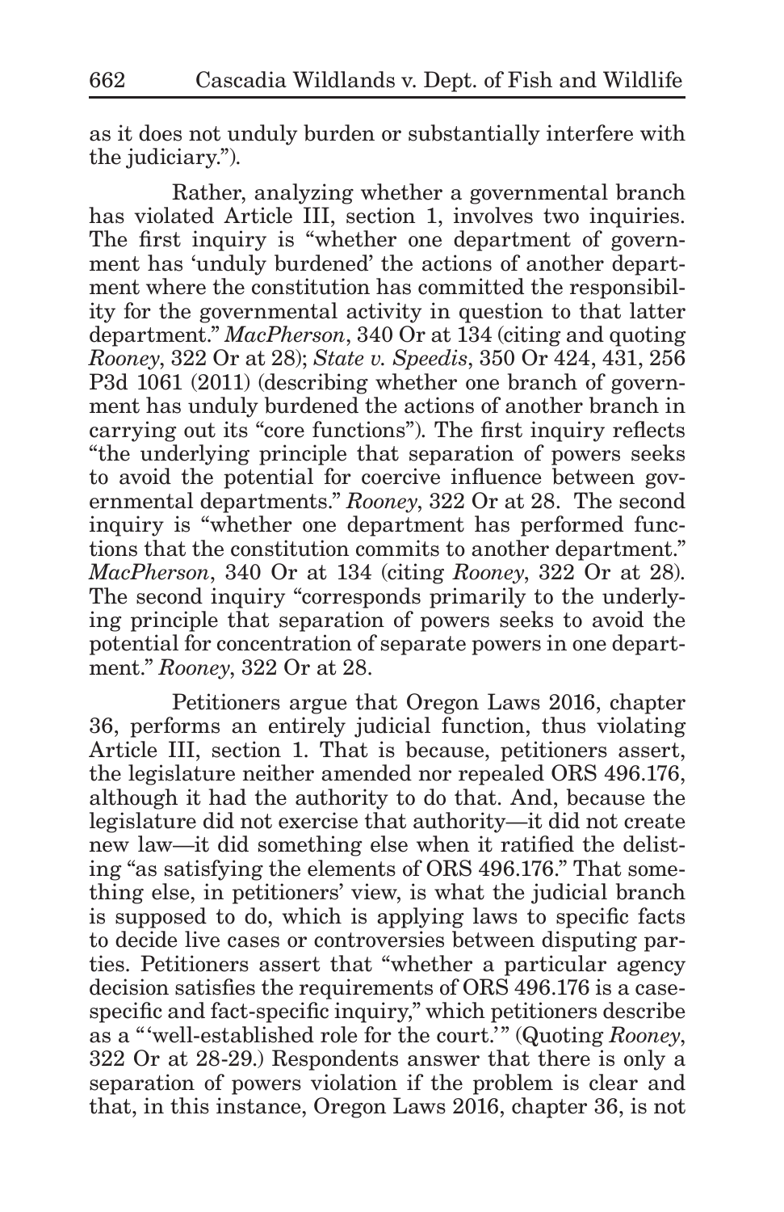as it does not unduly burden or substantially interfere with the judiciary.").

Rather, analyzing whether a governmental branch has violated Article III, section 1, involves two inquiries. The first inquiry is "whether one department of government has 'unduly burdened' the actions of another department where the constitution has committed the responsibility for the governmental activity in question to that latter department." *MacPherson*, 340 Or at 134 (citing and quoting *Rooney*, 322 Or at 28); *State v. Speedis*, 350 Or 424, 431, 256 P3d 1061 (2011) (describing whether one branch of government has unduly burdened the actions of another branch in carrying out its "core functions"). The first inquiry reflects "the underlying principle that separation of powers seeks to avoid the potential for coercive influence between governmental departments." *Rooney*, 322 Or at 28. The second inquiry is "whether one department has performed functions that the constitution commits to another department." *MacPherson*, 340 Or at 134 (citing *Rooney*, 322 Or at 28). The second inquiry "corresponds primarily to the underlying principle that separation of powers seeks to avoid the potential for concentration of separate powers in one department." *Rooney*, 322 Or at 28.

Petitioners argue that Oregon Laws 2016, chapter 36, performs an entirely judicial function, thus violating Article III, section 1. That is because, petitioners assert, the legislature neither amended nor repealed ORS 496.176, although it had the authority to do that. And, because the legislature did not exercise that authority—it did not create new law—it did something else when it ratified the delisting "as satisfying the elements of ORS 496.176." That something else, in petitioners' view, is what the judicial branch is supposed to do, which is applying laws to specific facts to decide live cases or controversies between disputing parties. Petitioners assert that "whether a particular agency decision satisfies the requirements of ORS 496.176 is a case-specific and fact-specific inquiry," which petitioners describe as a "'well-established role for the court.'" (Quoting *Rooney*, 322 Or at 28-29.) Respondents answer that there is only a separation of powers violation if the problem is clear and that, in this instance, Oregon Laws 2016, chapter 36, is not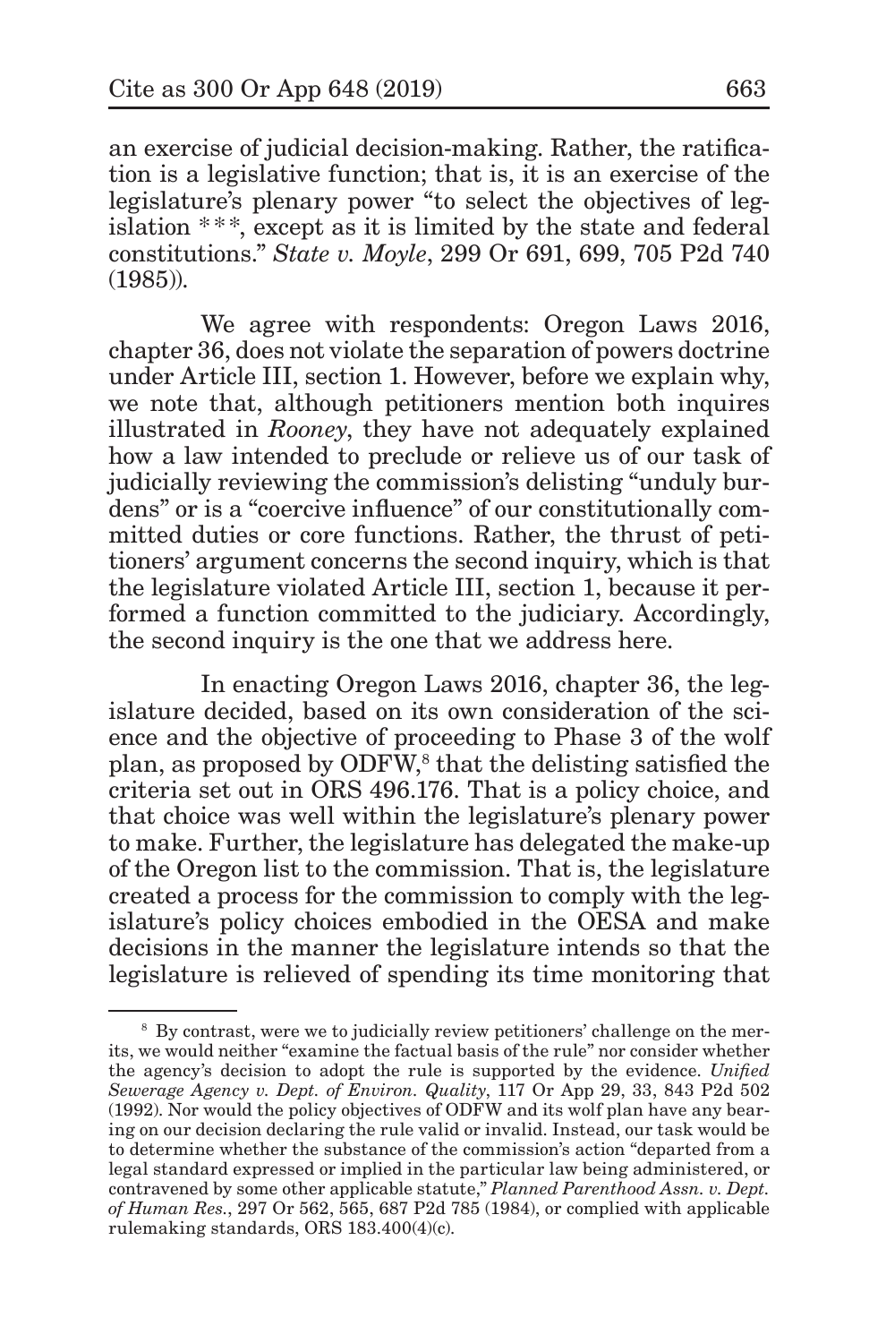an exercise of judicial decision-making. Rather, the ratification is a legislative function; that is, it is an exercise of the legislature's plenary power "to select the objectives of legislation \*\*\*, except as it is limited by the state and federal constitutions." *State v. Moyle*, 299 Or 691, 699, 705 P2d 740 (1985)).

We agree with respondents: Oregon Laws 2016, chapter 36, does not violate the separation of powers doctrine under Article III, section 1. However, before we explain why, we note that, although petitioners mention both inquires illustrated in *Rooney*, they have not adequately explained how a law intended to preclude or relieve us of our task of judicially reviewing the commission's delisting "unduly burdens" or is a "coercive influence" of our constitutionally committed duties or core functions. Rather, the thrust of petitioners' argument concerns the second inquiry, which is that the legislature violated Article III, section 1, because it performed a function committed to the judiciary. Accordingly, the second inquiry is the one that we address here.

In enacting Oregon Laws 2016, chapter 36, the legislature decided, based on its own consideration of the science and the objective of proceeding to Phase 3 of the wolf plan, as proposed by ODFW,[8] that the delisting satisfied the criteria set out in ORS 496.176. That is a policy choice, and that choice was well within the legislature's plenary power to make. Further, the legislature has delegated the make-up of the Oregon list to the commission. That is, the legislature created a process for the commission to comply with the legislature's policy choices embodied in the OESA and make decisions in the manner the legislature intends so that the legislature is relieved of spending its time monitoring that

---

[8] By contrast, were we to judicially review petitioners' challenge on the merits, we would neither "examine the factual basis of the rule" nor consider whether the agency's decision to adopt the rule is supported by the evidence. *Unified Sewerage Agency v. Dept. of Environ. Quality*, 117 Or App 29, 33, 843 P2d 502 (1992). Nor would the policy objectives of ODFW and its wolf plan have any bearing on our decision declaring the rule valid or invalid. Instead, our task would be to determine whether the substance of the commission's action "departed from a legal standard expressed or implied in the particular law being administered, or contravened by some other applicable statute," *Planned Parenthood Assn. v. Dept. of Human Res.*, 297 Or 562, 565, 687 P2d 785 (1984), or complied with applicable rulemaking standards, ORS 183.400(4)(c).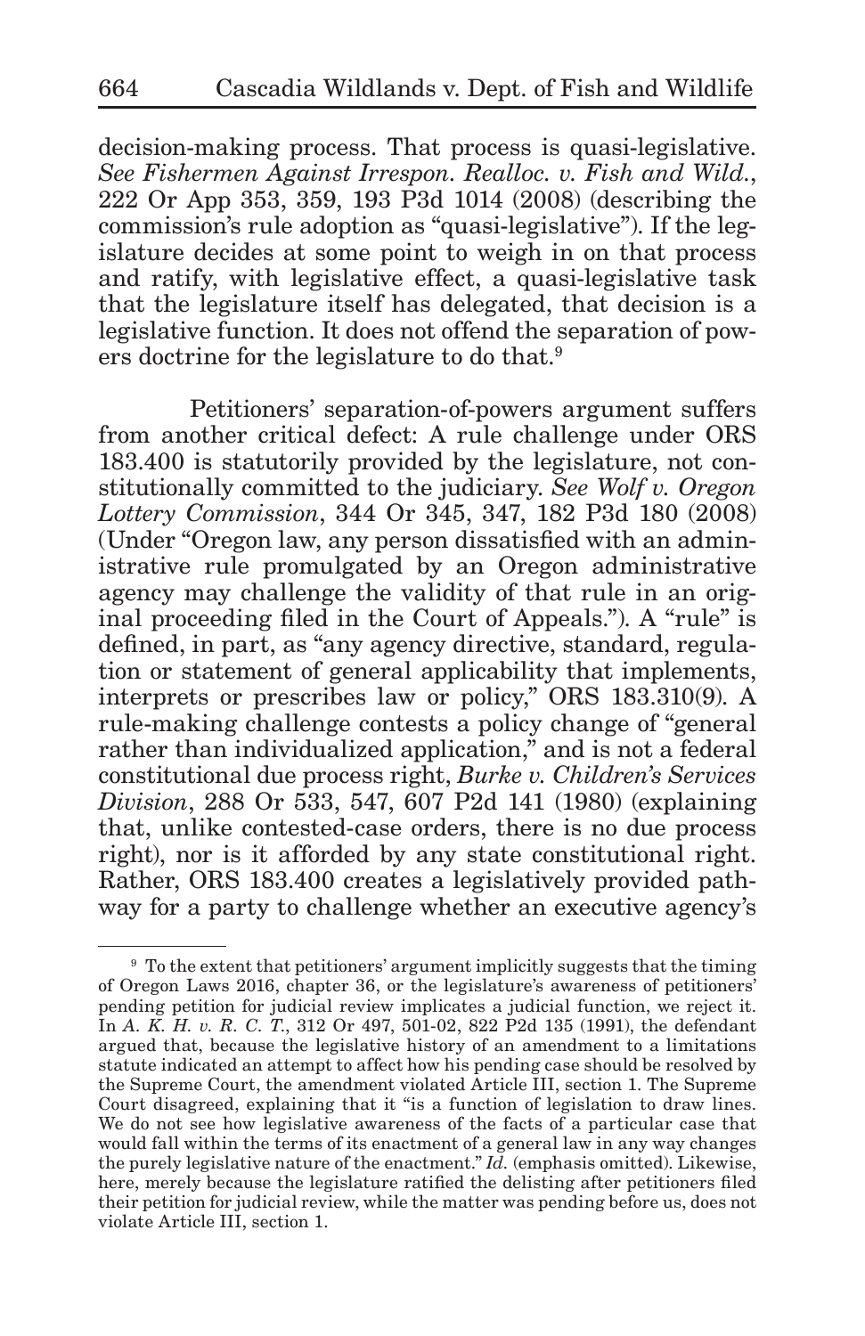decision-making process. That process is quasi-legislative. *See Fishermen Against Irrespon. Realloc. v. Fish and Wild.*, 222 Or App 353, 359, 193 P3d 1014 (2008) (describing the commission's rule adoption as "quasi-legislative"). If the legislature decides at some point to weigh in on that process and ratify, with legislative effect, a quasi-legislative task that the legislature itself has delegated, that decision is a legislative function. It does not offend the separation of powers doctrine for the legislature to do that.[9]

Petitioners' separation-of-powers argument suffers from another critical defect: A rule challenge under ORS 183.400 is statutorily provided by the legislature, not constitutionally committed to the judiciary. *See Wolf v. Oregon Lottery Commission*, 344 Or 345, 347, 182 P3d 180 (2008) (Under "Oregon law, any person dissatisfied with an administrative rule promulgated by an Oregon administrative agency may challenge the validity of that rule in an original proceeding filed in the Court of Appeals."). A "rule" is defined, in part, as "any agency directive, standard, regulation or statement of general applicability that implements, interprets or prescribes law or policy," ORS 183.310(9). A rule-making challenge contests a policy change of "general rather than individualized application," and is not a federal constitutional due process right, *Burke v. Children's Services Division*, 288 Or 533, 547, 607 P2d 141 (1980) (explaining that, unlike contested-case orders, there is no due process right), nor is it afforded by any state constitutional right. Rather, ORS 183.400 creates a legislatively provided pathway for a party to challenge whether an executive agency's

---

[9] To the extent that petitioners' argument implicitly suggests that the timing of Oregon Laws 2016, chapter 36, or the legislature's awareness of petitioners' pending petition for judicial review implicates a judicial function, we reject it. In *A. K. H. v. R. C. T.*, 312 Or 497, 501-02, 822 P2d 135 (1991), the defendant argued that, because the legislative history of an amendment to a limitations statute indicated an attempt to affect how his pending case should be resolved by the Supreme Court, the amendment violated Article III, section 1. The Supreme Court disagreed, explaining that it "is a function of legislation to draw lines. We do not see how legislative awareness of the facts of a particular case that would fall within the terms of its enactment of a general law in any way changes the purely legislative nature of the enactment." *Id.* (emphasis omitted). Likewise, here, merely because the legislature ratified the delisting after petitioners filed their petition for judicial review, while the matter was pending before us, does not violate Article III, section 1.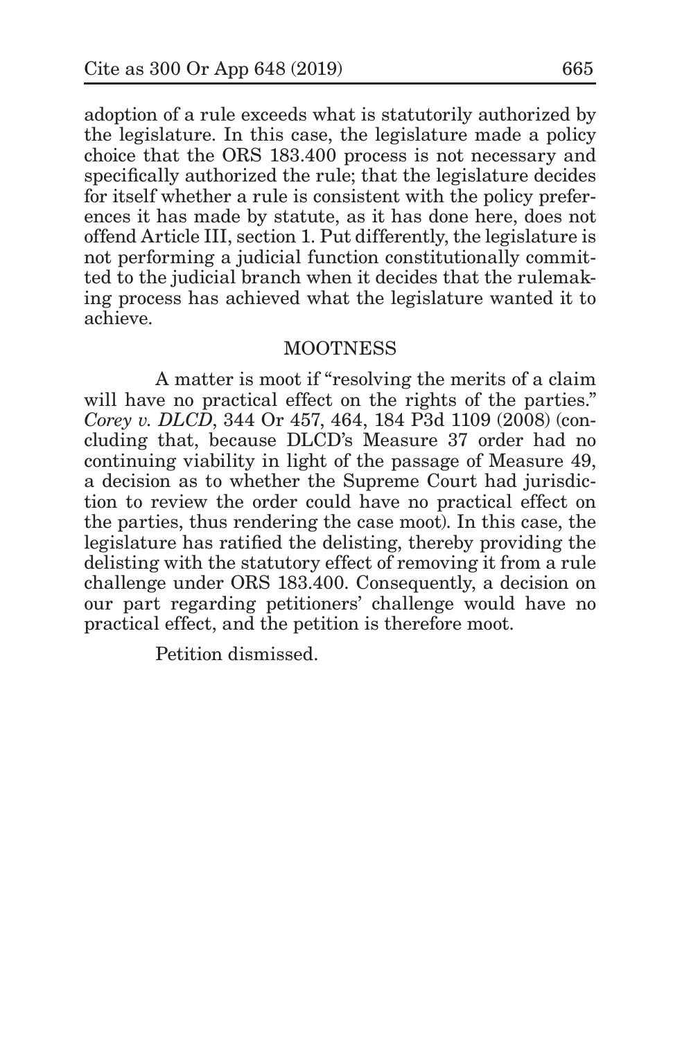adoption of a rule exceeds what is statutorily authorized by the legislature. In this case, the legislature made a policy choice that the ORS 183.400 process is not necessary and specifically authorized the rule; that the legislature decides for itself whether a rule is consistent with the policy preferences it has made by statute, as it has done here, does not offend Article III, section 1. Put differently, the legislature is not performing a judicial function constitutionally committed to the judicial branch when it decides that the rulemaking process has achieved what the legislature wanted it to achieve.

## MOOTNESS

A matter is moot if "resolving the merits of a claim will have no practical effect on the rights of the parties." *Corey v. DLCD*, 344 Or 457, 464, 184 P3d 1109 (2008) (concluding that, because DLCD's Measure 37 order had no continuing viability in light of the passage of Measure 49, a decision as to whether the Supreme Court had jurisdiction to review the order could have no practical effect on the parties, thus rendering the case moot). In this case, the legislature has ratified the delisting, thereby providing the delisting with the statutory effect of removing it from a rule challenge under ORS 183.400. Consequently, a decision on our part regarding petitioners' challenge would have no practical effect, and the petition is therefore moot.

Petition dismissed.